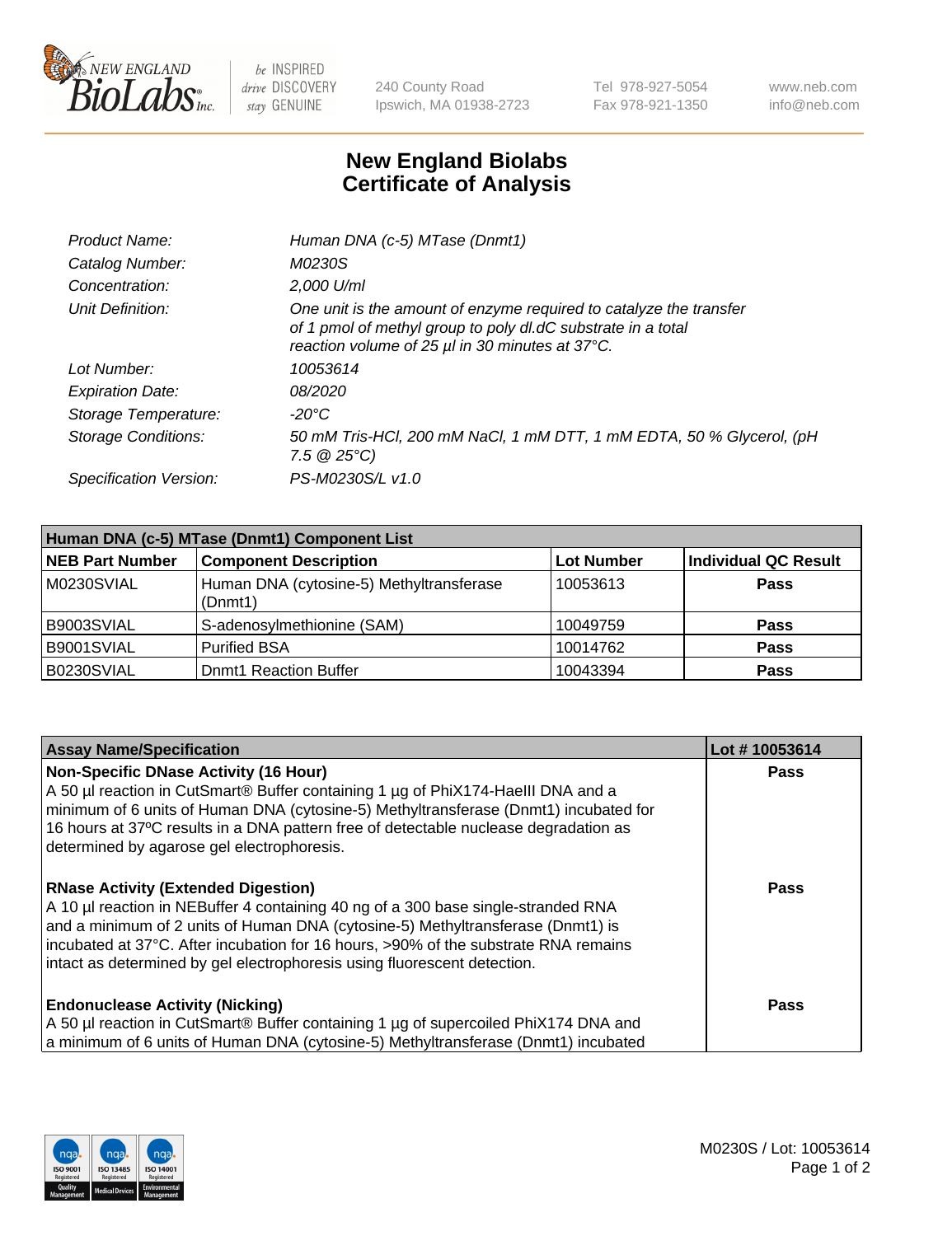New England Biolabs — be INSPIRED drive DISCOVERY stay GENUINE

240 County Road
Ipswich, MA 01938-2723

Tel 978-927-5054
Fax 978-921-1350

www.neb.com
info@neb.com

# New England Biolabs
# Certificate of Analysis

| | |
|---|---|
| *Product Name:* | *Human DNA (c-5) MTase (Dnmt1)* |
| *Catalog Number:* | *M0230S* |
| *Concentration:* | *2,000 U/ml* |
| *Unit Definition:* | *One unit is the amount of enzyme required to catalyze the transfer of 1 pmol of methyl group to poly dI.dC substrate in a total reaction volume of 25 µl in 30 minutes at 37°C.* |
| *Lot Number:* | *10053614* |
| *Expiration Date:* | *08/2020* |
| *Storage Temperature:* | *-20°C* |
| *Storage Conditions:* | *50 mM Tris-HCl, 200 mM NaCl, 1 mM DTT, 1 mM EDTA, 50 % Glycerol, (pH 7.5 @ 25°C)* |
| *Specification Version:* | *PS-M0230S/L v1.0* |

| **Human DNA (c-5) MTase (Dnmt1) Component List** | | | |
|---|---|---|---|
| **NEB Part Number** | **Component Description** | **Lot Number** | **Individual QC Result** |
| M0230SVIAL | Human DNA (cytosine-5) Methyltransferase (Dnmt1) | 10053613 | **Pass** |
| B9003SVIAL | S-adenosylmethionine (SAM) | 10049759 | **Pass** |
| B9001SVIAL | Purified BSA | 10014762 | **Pass** |
| B0230SVIAL | Dnmt1 Reaction Buffer | 10043394 | **Pass** |

| **Assay Name/Specification** | **Lot # 10053614** |
|---|---|
| **Non-Specific DNase Activity (16 Hour)**<br>A 50 µl reaction in CutSmart® Buffer containing 1 µg of PhiX174-HaeIII DNA and a minimum of 6 units of Human DNA (cytosine-5) Methyltransferase (Dnmt1) incubated for 16 hours at 37ºC results in a DNA pattern free of detectable nuclease degradation as determined by agarose gel electrophoresis. | **Pass** |
| **RNase Activity (Extended Digestion)**<br>A 10 µl reaction in NEBuffer 4 containing 40 ng of a 300 base single-stranded RNA and a minimum of 2 units of Human DNA (cytosine-5) Methyltransferase (Dnmt1) is incubated at 37°C. After incubation for 16 hours, >90% of the substrate RNA remains intact as determined by gel electrophoresis using fluorescent detection. | **Pass** |
| **Endonuclease Activity (Nicking)**<br>A 50 µl reaction in CutSmart® Buffer containing 1 µg of supercoiled PhiX174 DNA and a minimum of 6 units of Human DNA (cytosine-5) Methyltransferase (Dnmt1) incubated | **Pass** |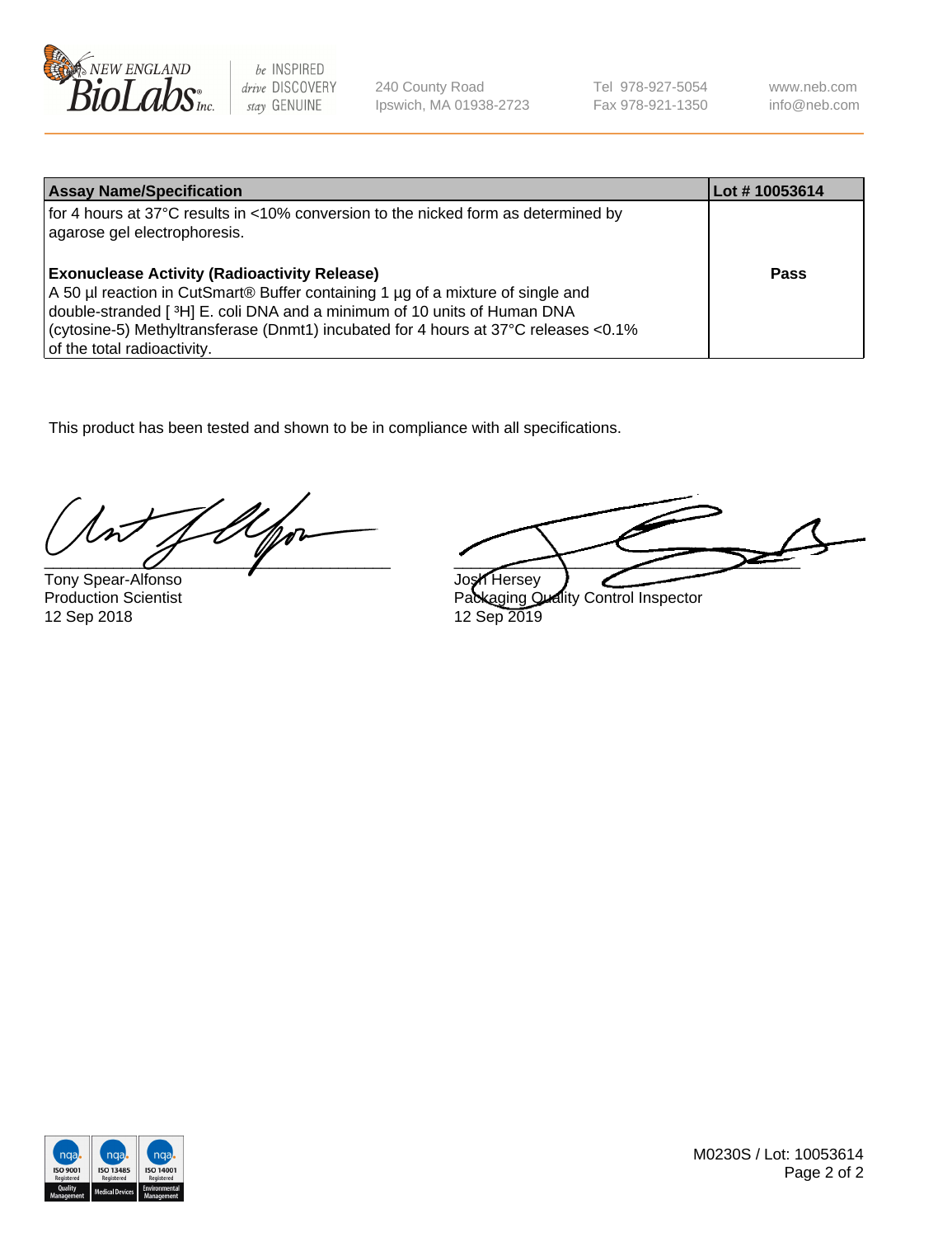| Assay Name/Specification | Lot # 10053614 |
| --- | --- |
| for 4 hours at 37°C results in <10% conversion to the nicked form as determined by agarose gel electrophoresis. | |
| **Exonuclease Activity (Radioactivity Release)**<br>A 50 µl reaction in CutSmart® Buffer containing 1 µg of a mixture of single and double-stranded [ $^3$H] E. coli DNA and a minimum of 10 units of Human DNA (cytosine-5) Methyltransferase (Dnmt1) incubated for 4 hours at 37°C releases <0.1% of the total radioactivity. | **Pass** |

This product has been tested and shown to be in compliance with all specifications.

Tony Spear-Alfonso
Production Scientist
12 Sep 2018

Josh Hersey
Packaging Quality Control Inspector
12 Sep 2019

M0230S / Lot: 10053614